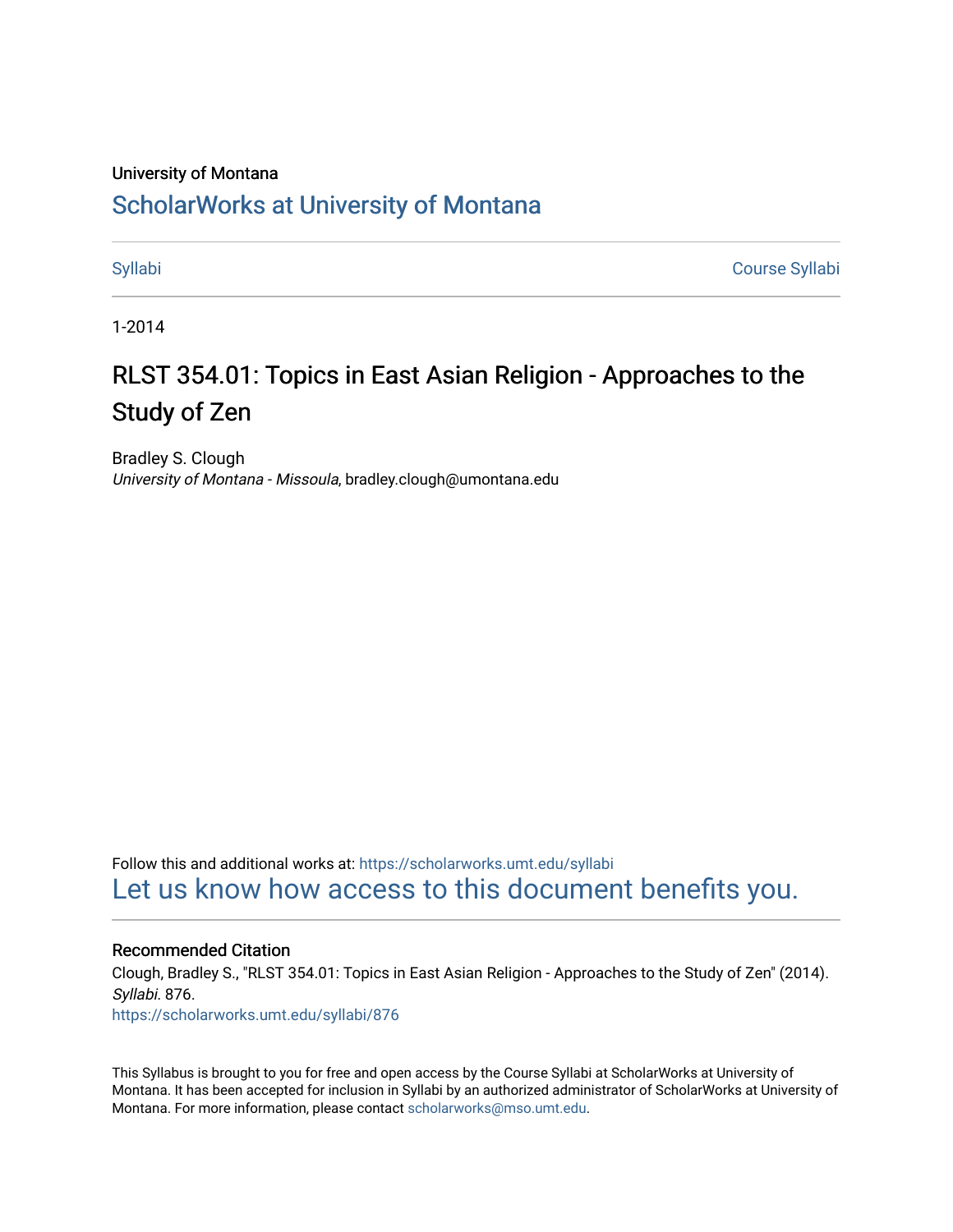University of Montana

# ScholarWorks at University of Montana

Syllabi | Course Syllabi

1-2014

## RLST 354.01: Topics in East Asian Religion - Approaches to the Study of Zen

Bradley S. Clough
*University of Montana - Missoula*, bradley.clough@umontana.edu

Follow this and additional works at: https://scholarworks.umt.edu/syllabi

Let us know how access to this document benefits you.

### Recommended Citation

Clough, Bradley S., "RLST 354.01: Topics in East Asian Religion - Approaches to the Study of Zen" (2014). *Syllabi*. 876.
https://scholarworks.umt.edu/syllabi/876

This Syllabus is brought to you for free and open access by the Course Syllabi at ScholarWorks at University of Montana. It has been accepted for inclusion in Syllabi by an authorized administrator of ScholarWorks at University of Montana. For more information, please contact scholarworks@mso.umt.edu.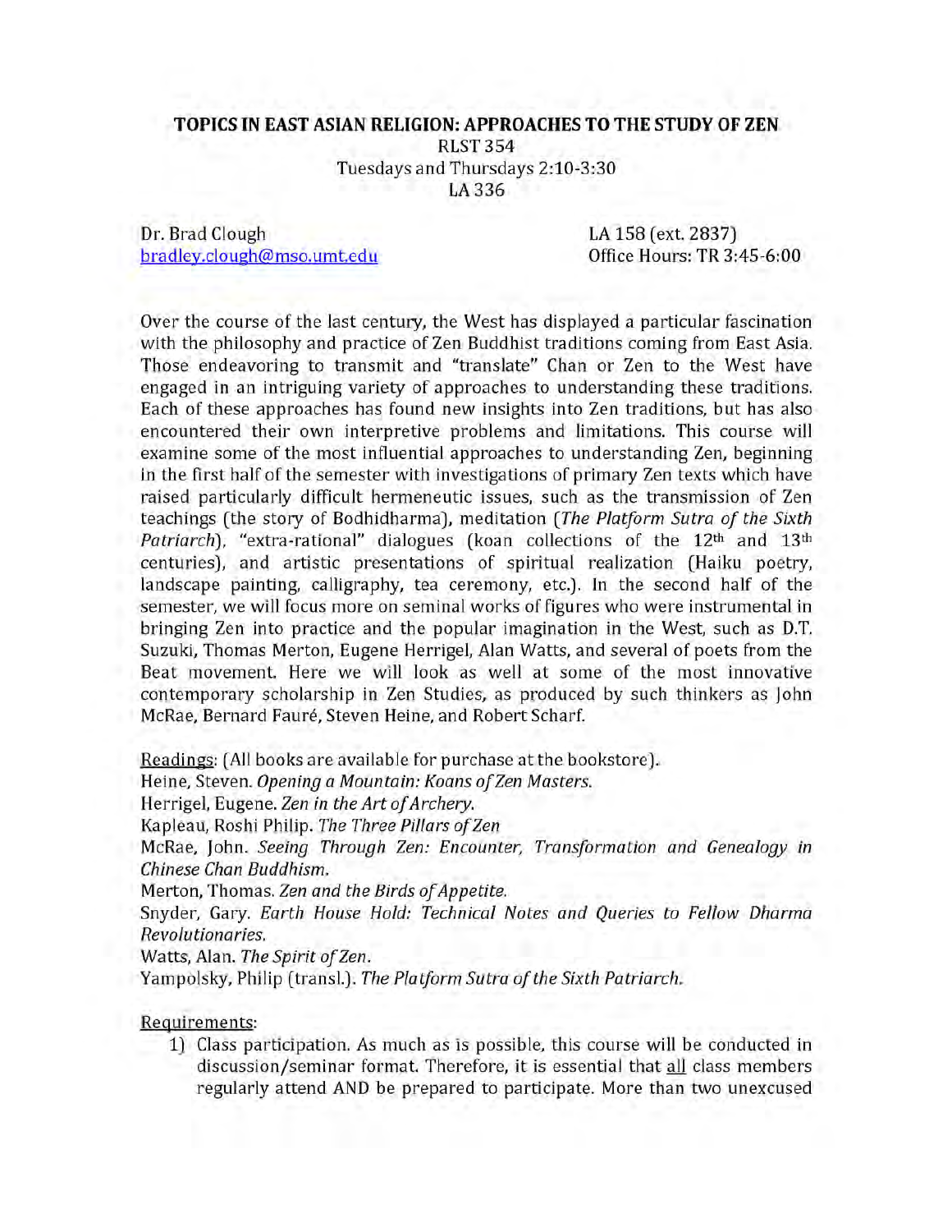**TOPICS IN EAST ASIAN RELIGION: APPROACHES TO THE STUDY OF ZEN**
RLST 354
Tuesdays and Thursdays 2:10-3:30
LA 336

Dr. Brad Clough
bradley.clough@mso.umt.edu

LA 158 (ext. 2837)
Office Hours: TR 3:45-6:00

Over the course of the last century, the West has displayed a particular fascination with the philosophy and practice of Zen Buddhist traditions coming from East Asia. Those endeavoring to transmit and "translate" Chan or Zen to the West have engaged in an intriguing variety of approaches to understanding these traditions. Each of these approaches has found new insights into Zen traditions, but has also encountered their own interpretive problems and limitations. This course will examine some of the most influential approaches to understanding Zen, beginning in the first half of the semester with investigations of primary Zen texts which have raised particularly difficult hermeneutic issues, such as the transmission of Zen teachings (the story of Bodhidharma), meditation (*The Platform Sutra of the Sixth Patriarch*), "extra-rational" dialogues (koan collections of the 12th and 13th centuries), and artistic presentations of spiritual realization (Haiku poetry, landscape painting, calligraphy, tea ceremony, etc.). In the second half of the semester, we will focus more on seminal works of figures who were instrumental in bringing Zen into practice and the popular imagination in the West, such as D.T. Suzuki, Thomas Merton, Eugene Herrigel, Alan Watts, and several of poets from the Beat movement. Here we will look as well at some of the most innovative contemporary scholarship in Zen Studies, as produced by such thinkers as John McRae, Bernard Fauré, Steven Heine, and Robert Scharf.

Readings: (All books are available for purchase at the bookstore).
Heine, Steven. *Opening a Mountain: Koans of Zen Masters.*
Herrigel, Eugene. *Zen in the Art of Archery.*
Kapleau, Roshi Philip. *The Three Pillars of Zen*
McRae, John. *Seeing Through Zen: Encounter, Transformation and Genealogy in Chinese Chan Buddhism.*
Merton, Thomas. *Zen and the Birds of Appetite.*
Snyder, Gary. *Earth House Hold: Technical Notes and Queries to Fellow Dharma Revolutionaries.*
Watts, Alan. *The Spirit of Zen.*
Yampolsky, Philip (transl.). *The Platform Sutra of the Sixth Patriarch.*

Requirements:

1) Class participation. As much as is possible, this course will be conducted in discussion/seminar format. Therefore, it is essential that all class members regularly attend AND be prepared to participate. More than two unexcused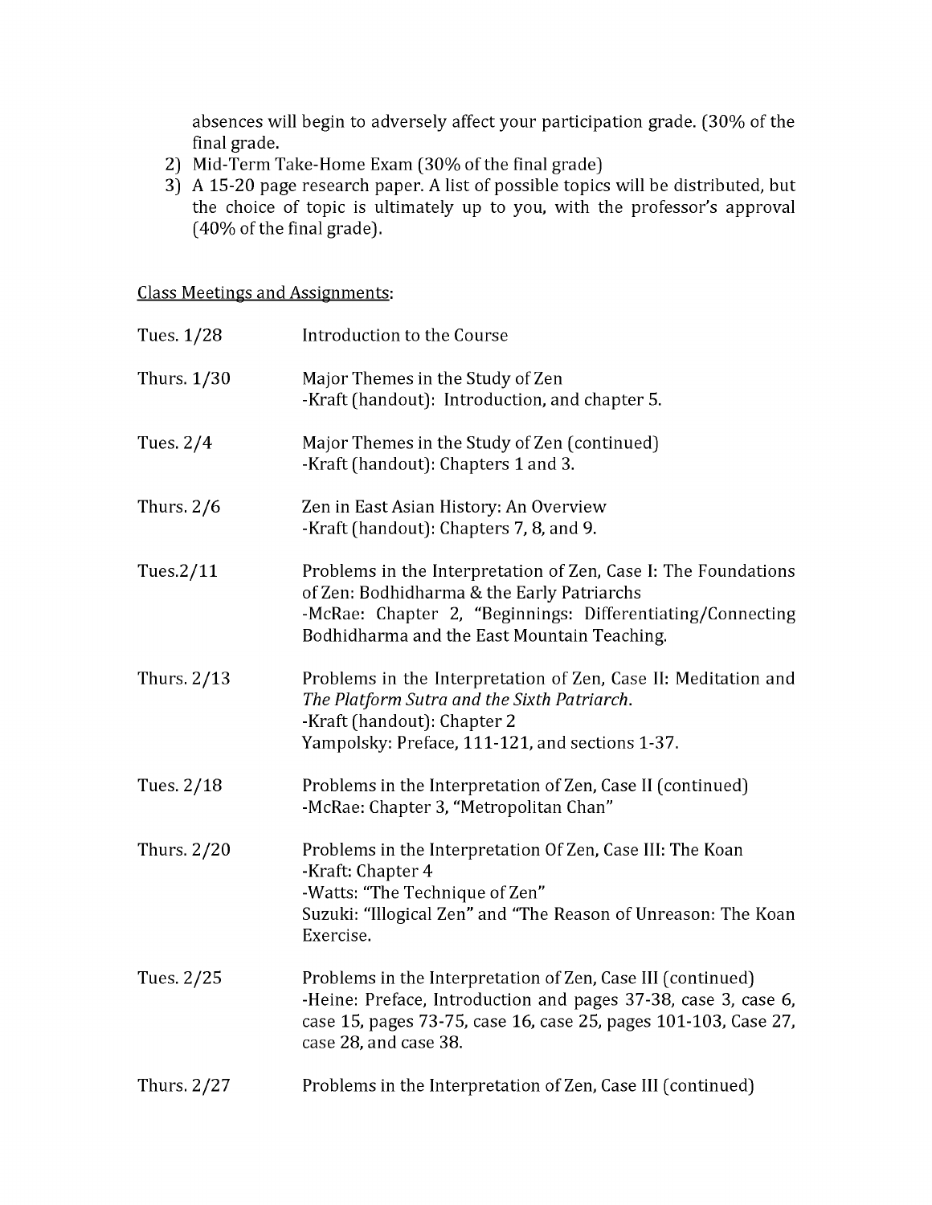absences will begin to adversely affect your participation grade. (30% of the final grade.

2) Mid-Term Take-Home Exam (30% of the final grade)
3) A 15-20 page research paper. A list of possible topics will be distributed, but the choice of topic is ultimately up to you, with the professor's approval (40% of the final grade).

<u>Class Meetings and Assignments</u>:

Tues. 1/28 — Introduction to the Course

Thurs. 1/30 — Major Themes in the Study of Zen
-Kraft (handout): Introduction, and chapter 5.

Tues. 2/4 — Major Themes in the Study of Zen (continued)
-Kraft (handout): Chapters 1 and 3.

Thurs. 2/6 — Zen in East Asian History: An Overview
-Kraft (handout): Chapters 7, 8, and 9.

Tues.2/11 — Problems in the Interpretation of Zen, Case I: The Foundations of Zen: Bodhidharma & the Early Patriarchs
-McRae: Chapter 2, "Beginnings: Differentiating/Connecting Bodhidharma and the East Mountain Teaching.

Thurs. 2/13 — Problems in the Interpretation of Zen, Case II: Meditation and *The Platform Sutra and the Sixth Patriarch*.
-Kraft (handout): Chapter 2
Yampolsky: Preface, 111-121, and sections 1-37.

Tues. 2/18 — Problems in the Interpretation of Zen, Case II (continued)
-McRae: Chapter 3, "Metropolitan Chan"

Thurs. 2/20 — Problems in the Interpretation Of Zen, Case III: The Koan
-Kraft: Chapter 4
-Watts: "The Technique of Zen"
Suzuki: "Illogical Zen" and "The Reason of Unreason: The Koan Exercise.

Tues. 2/25 — Problems in the Interpretation of Zen, Case III (continued)
-Heine: Preface, Introduction and pages 37-38, case 3, case 6, case 15, pages 73-75, case 16, case 25, pages 101-103, Case 27, case 28, and case 38.

Thurs. 2/27 — Problems in the Interpretation of Zen, Case III (continued)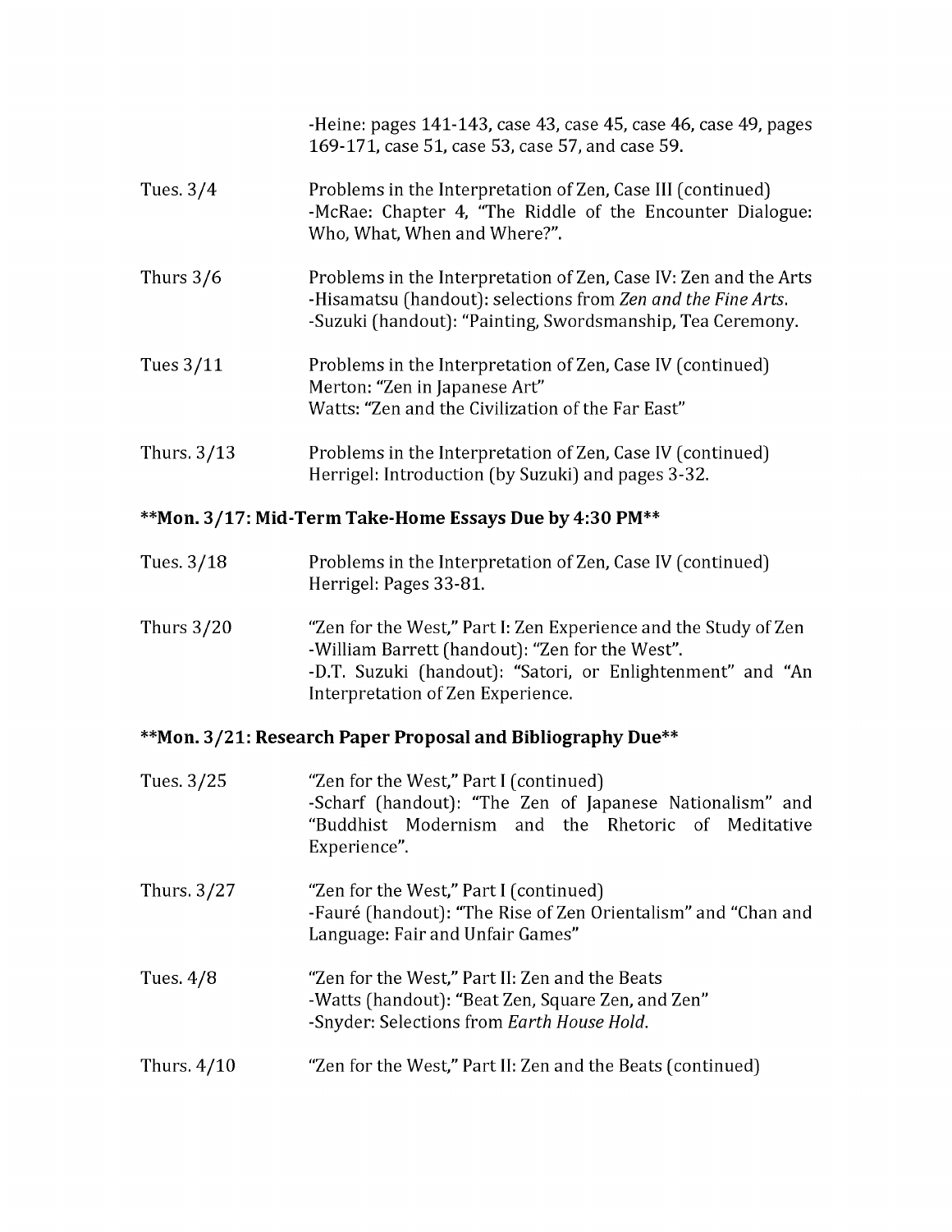-Heine: pages 141-143, case 43, case 45, case 46, case 49, pages 169-171, case 51, case 53, case 57, and case 59.

| | |
|---|---|
| Tues. 3/4 | Problems in the Interpretation of Zen, Case III (continued)<br>-McRae: Chapter 4, "The Riddle of the Encounter Dialogue: Who, What, When and Where?". |
| Thurs 3/6 | Problems in the Interpretation of Zen, Case IV: Zen and the Arts<br>-Hisamatsu (handout): selections from *Zen and the Fine Arts*.<br>-Suzuki (handout): "Painting, Swordsmanship, Tea Ceremony. |
| Tues 3/11 | Problems in the Interpretation of Zen, Case IV (continued)<br>Merton: "Zen in Japanese Art"<br>Watts: "Zen and the Civilization of the Far East" |
| Thurs. 3/13 | Problems in the Interpretation of Zen, Case IV (continued)<br>Herrigel: Introduction (by Suzuki) and pages 3-32. |

**\*\*Mon. 3/17: Mid-Term Take-Home Essays Due by 4:30 PM\*\***

| | |
|---|---|
| Tues. 3/18 | Problems in the Interpretation of Zen, Case IV (continued)<br>Herrigel: Pages 33-81. |
| Thurs 3/20 | "Zen for the West," Part I: Zen Experience and the Study of Zen<br>-William Barrett (handout): "Zen for the West".<br>-D.T. Suzuki (handout): "Satori, or Enlightenment" and "An Interpretation of Zen Experience. |

**\*\*Mon. 3/21: Research Paper Proposal and Bibliography Due\*\***

| | |
|---|---|
| Tues. 3/25 | "Zen for the West," Part I (continued)<br>-Scharf (handout): "The Zen of Japanese Nationalism" and "Buddhist Modernism and the Rhetoric of Meditative Experience". |
| Thurs. 3/27 | "Zen for the West," Part I (continued)<br>-Fauré (handout): "The Rise of Zen Orientalism" and "Chan and Language: Fair and Unfair Games" |
| Tues. 4/8 | "Zen for the West," Part II: Zen and the Beats<br>-Watts (handout): "Beat Zen, Square Zen, and Zen"<br>-Snyder: Selections from *Earth House Hold*. |
| Thurs. 4/10 | "Zen for the West," Part II: Zen and the Beats (continued) |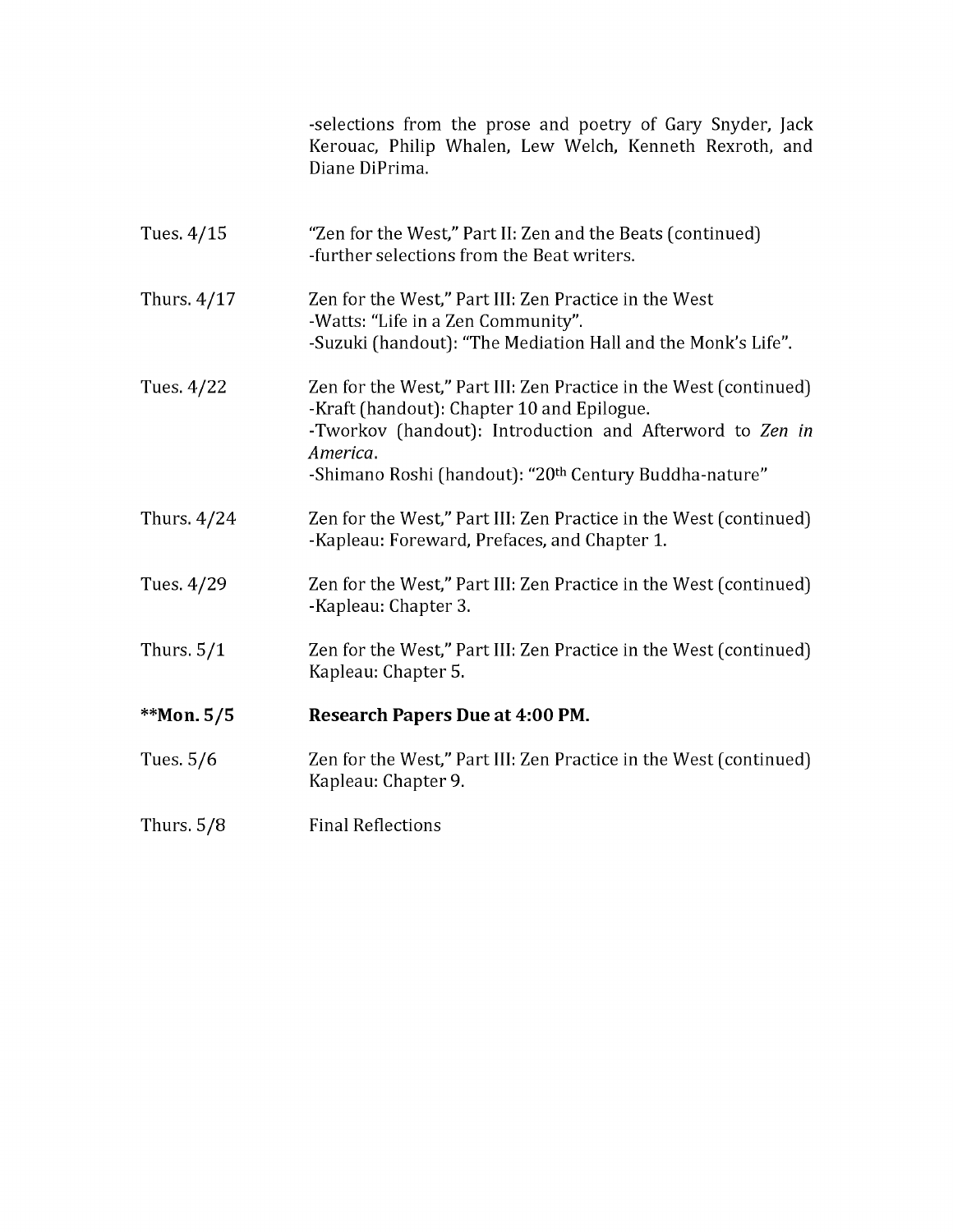| | |
|---|---|
| | -selections from the prose and poetry of Gary Snyder, Jack Kerouac, Philip Whalen, Lew Welch, Kenneth Rexroth, and Diane DiPrima. |
| Tues. 4/15 | "Zen for the West," Part II: Zen and the Beats (continued)<br>-further selections from the Beat writers. |
| Thurs. 4/17 | Zen for the West," Part III: Zen Practice in the West<br>-Watts: "Life in a Zen Community".<br>-Suzuki (handout): "The Mediation Hall and the Monk's Life". |
| Tues. 4/22 | Zen for the West," Part III: Zen Practice in the West (continued)<br>-Kraft (handout): Chapter 10 and Epilogue.<br>-Tworkov (handout): Introduction and Afterword to *Zen in America*.<br>-Shimano Roshi (handout): "20th Century Buddha-nature" |
| Thurs. 4/24 | Zen for the West," Part III: Zen Practice in the West (continued)<br>-Kapleau: Foreward, Prefaces, and Chapter 1. |
| Tues. 4/29 | Zen for the West," Part III: Zen Practice in the West (continued)<br>-Kapleau: Chapter 3. |
| Thurs. 5/1 | Zen for the West," Part III: Zen Practice in the West (continued)<br>Kapleau: Chapter 5. |
| **\*\*Mon. 5/5** | **Research Papers Due at 4:00 PM.** |
| Tues. 5/6 | Zen for the West," Part III: Zen Practice in the West (continued)<br>Kapleau: Chapter 9. |
| Thurs. 5/8 | Final Reflections |